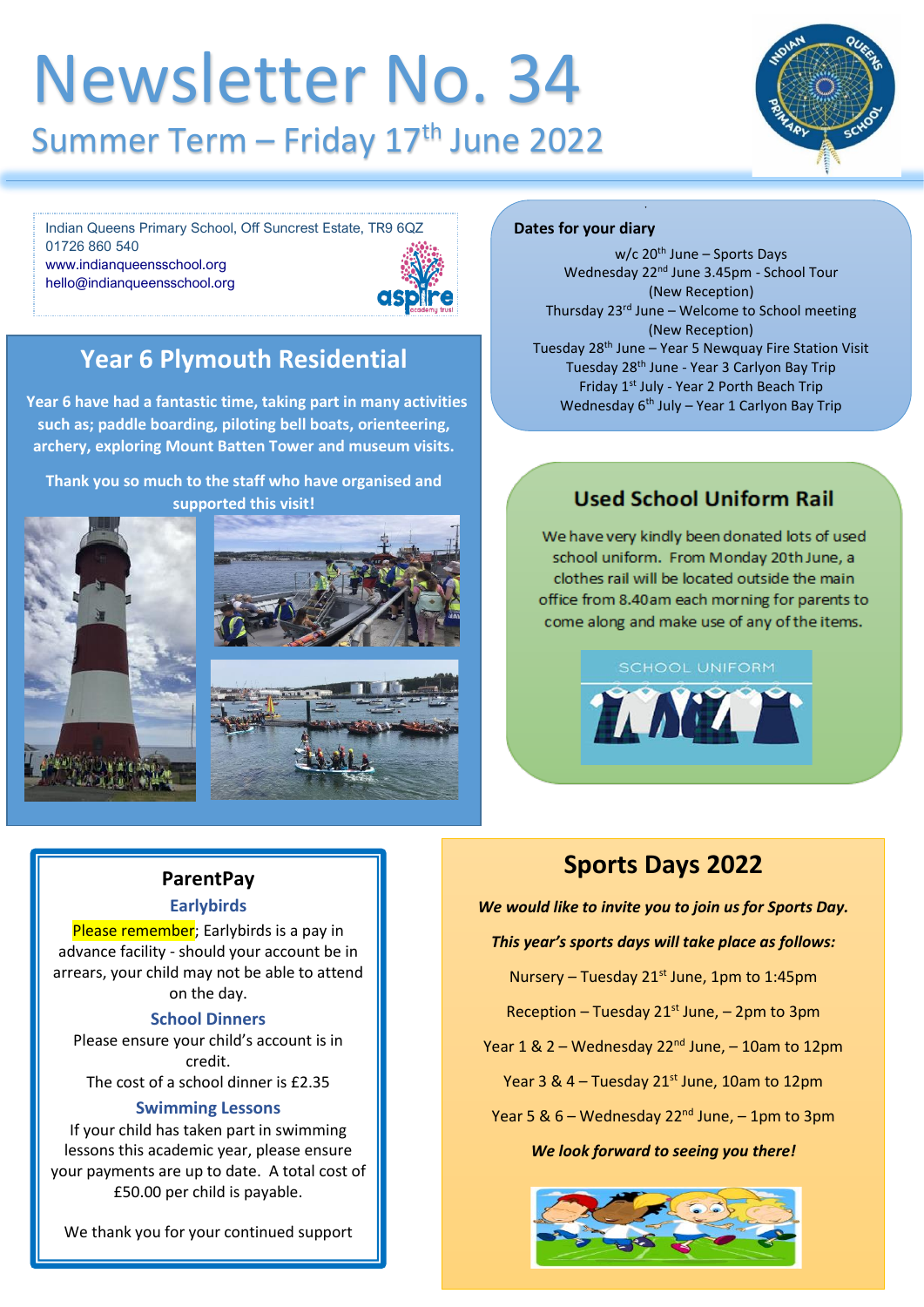# Newsletter No. 34

## Summer Term – Friday 17th June 2022

Indian Queens Primary School, Off Suncrest Estate, TR9 6QZ
01726 860 540
www.indianqueensschool.org
hello@indianqueensschool.org

## Year 6 Plymouth Residential

**Year 6 have had a fantastic time, taking part in many activities such as; paddle boarding, piloting bell boats, orienteering, archery, exploring Mount Batten Tower and museum visits.**

**Thank you so much to the staff who have organised and supported this visit!**

### Dates for your diary

w/c 20th June – Sports Days
Wednesday 22nd June 3.45pm - School Tour (New Reception)
Thursday 23rd June – Welcome to School meeting (New Reception)
Tuesday 28th June – Year 5 Newquay Fire Station Visit
Tuesday 28th June - Year 3 Carlyon Bay Trip
Friday 1st July - Year 2 Porth Beach Trip
Wednesday 6th July – Year 1 Carlyon Bay Trip

## Used School Uniform Rail

We have very kindly been donated lots of used school uniform. From Monday 20th June, a clothes rail will be located outside the main office from 8.40am each morning for parents to come along and make use of any of the items.

## ParentPay

### Earlybirds

Please remember; Earlybirds is a pay in advance facility - should your account be in arrears, your child may not be able to attend on the day.

### School Dinners

Please ensure your child's account is in credit.
The cost of a school dinner is £2.35

### Swimming Lessons

If your child has taken part in swimming lessons this academic year, please ensure your payments are up to date. A total cost of £50.00 per child is payable.

We thank you for your continued support

## Sports Days 2022

***We would like to invite you to join us for Sports Day.***

***This year's sports days will take place as follows:***

Nursery – Tuesday 21st June, 1pm to 1:45pm

Reception – Tuesday 21st June, – 2pm to 3pm

Year 1 & 2 – Wednesday 22nd June, – 10am to 12pm

Year 3 & 4 – Tuesday 21st June, 10am to 12pm

Year 5 & 6 – Wednesday 22nd June, – 1pm to 3pm

***We look forward to seeing you there!***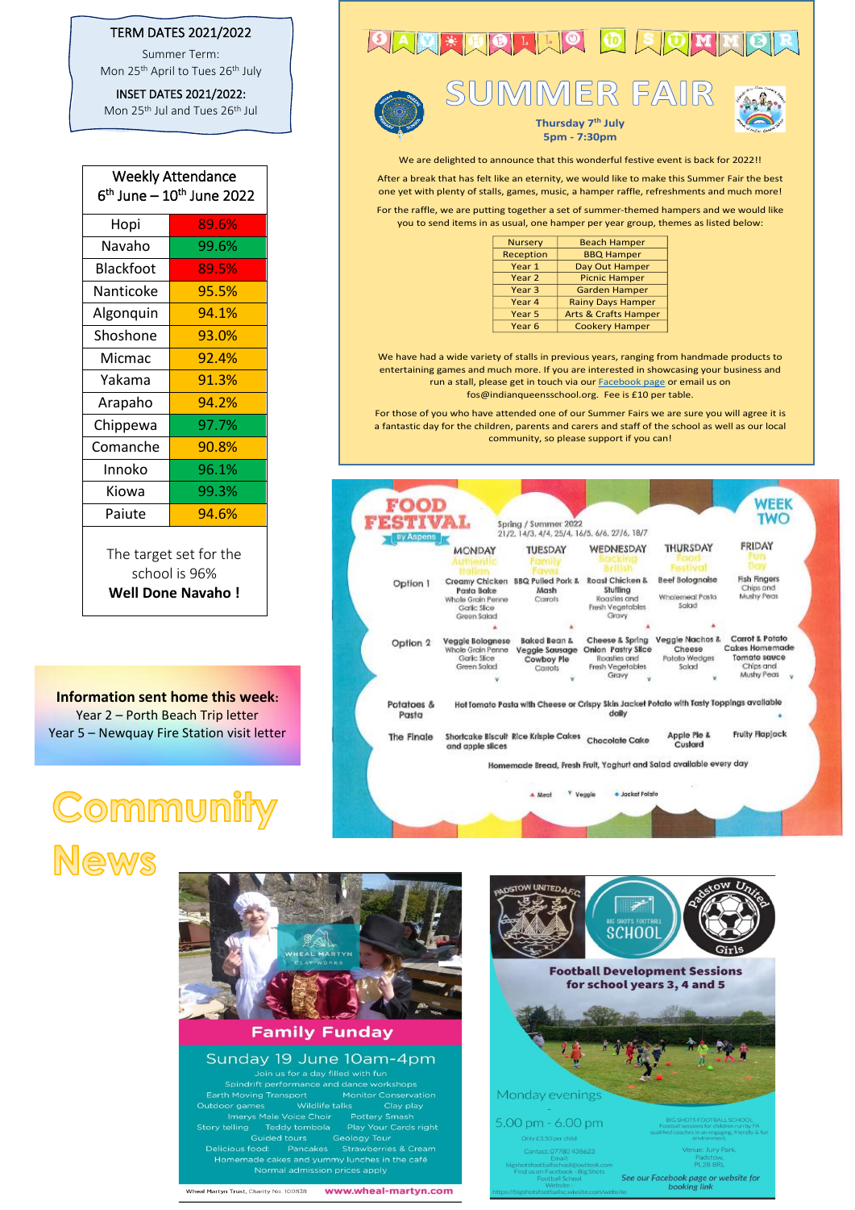**TERM DATES 2021/2022**

Summer Term:
Mon 25th April to Tues 26th July

**INSET DATES 2021/2022:**
Mon 25th Jul and Tues 26th Jul

| Weekly Attendance 6th June – 10th June 2022 | |
|---|---|
| Hopi | 89.6% |
| Navaho | 99.6% |
| Blackfoot | 89.5% |
| Nanticoke | 95.5% |
| Algonquin | 94.1% |
| Shoshone | 93.0% |
| Micmac | 92.4% |
| Yakama | 91.3% |
| Arapaho | 94.2% |
| Chippewa | 97.7% |
| Comanche | 90.8% |
| Innoko | 96.1% |
| Kiowa | 99.3% |
| Paiute | 94.6% |

The target set for the school is 96%

**Well Done Navaho !**

**Information sent home this week:**
Year 2 – Porth Beach Trip letter
Year 5 – Newquay Fire Station visit letter

# SAY HELLO to SUMMER

# SUMMER FAIR

**Thursday 7th July**
**5pm - 7:30pm**

We are delighted to announce that this wonderful festive event is back for 2022!!

After a break that has felt like an eternity, we would like to make this Summer Fair the best one yet with plenty of stalls, games, music, a hamper raffle, refreshments and much more!

For the raffle, we are putting together a set of summer-themed hampers and we would like you to send items in as usual, one hamper per year group, themes as listed below:

| | |
|---|---|
| Nursery | Beach Hamper |
| Reception | BBQ Hamper |
| Year 1 | Day Out Hamper |
| Year 2 | Picnic Hamper |
| Year 3 | Garden Hamper |
| Year 4 | Rainy Days Hamper |
| Year 5 | Arts & Crafts Hamper |
| Year 6 | Cookery Hamper |

We have had a wide variety of stalls in previous years, ranging from handmade products to entertaining games and much more. If you are interested in showcasing your business and run a stall, please get in touch via our Facebook page or email us on fos@indianqueensschool.org. Fee is £10 per table.

For those of you who have attended one of our Summer Fairs we are sure you will agree it is a fantastic day for the children, parents and carers and staff of the school as well as our local community, so please support if you can!

# FOOD FESTIVAL

By Aspens

Spring / Summer 2022
21/2, 14/3, 4/4, 25/4, 16/5, 6/6, 27/6, 18/7

**WEEK TWO**

| | MONDAY Authentic Italian | TUESDAY Family Faves | WEDNESDAY Backing British | THURSDAY Food Festival | FRIDAY Fun Day |
|---|---|---|---|---|---|
| Option 1 | Creamy Chicken Pasta Bake, Whole Grain Penne, Garlic Slice, Green Salad | BBQ Pulled Pork & Mash, Carrots | Roast Chicken & Stuffing, Roasties and Fresh Vegetables, Gravy | Beef Bolognaise, Wholemeal Pasta, Salad | Fish Fingers, Chips and Mushy Peas |
| Option 2 | Veggie Bolognese, Whole Grain Penne, Garlic Slice, Green Salad | Baked Bean & Veggie Sausage Cowboy Pie, Carrots | Cheese & Spring Onion Pastry Slice, Roasties and Fresh Vegetables, Gravy | Veggie Nachos & Cheese, Potato Wedges, Salad | Carrot & Potato Cakes Homemade Tomato sauce, Chips and Mushy Peas |
| Potatoes & Pasta | Hot Tomato Pasta with Cheese or Crispy Skin Jacket Potato with Tasty Toppings available daily | | | | |
| The Finale | Shortcake Biscuit and apple slices | Rice Krispie Cakes | Chocolate Cake | Apple Pie & Custard | Fruity Flapjack |

Homemade Bread, Fresh Fruit, Yoghurt and Salad available every day

▲ Meat ▼ Veggie ♦ Jacket Potato

# Community News

WHEAL MARTYN CLAY WORKS

## Family Funday

**Sunday 19 June 10am-4pm**

Join us for a day filled with fun

Spindrift performance and dance workshops

Earth Moving Transport, Monitor Conservation

Outdoor games, Wildlife talks, Clay play

Imerys Male Voice Choir, Pottery Smash

Story telling, Teddy tombola, Play Your Cards right

Guided tours, Geology Tour

Delicious food: Pancakes, Strawberries & Cream

Homemade cakes and yummy lunches in the café

Normal admission prices apply

Wheal Martyn Trust, Charity No. 100838 www.wheal-martyn.com

PADSTOW UNITED A.F.C. — BIG SHOTS FOOTBALL SCHOOL — Padstow United Girls

**Football Development Sessions for school years 3, 4 and 5**

Monday evenings

5.00 pm - 6.00 pm

Only £3.50 per child

BIG SHOTS FOOTBALL SCHOOL
Football sessions for children run by FA qualified coaches in an engaging, friendly & fun environment.

Contact: 07780 428623
Email: bigshotsfootballschool@outlook.com
Find us on Facebook - Big Shots Football School
Website - https://bigshotsfootballsc.wixsite.com/website

Venue: Jury Park, Padstow, PL28 8RL

See our Facebook page or website for booking link